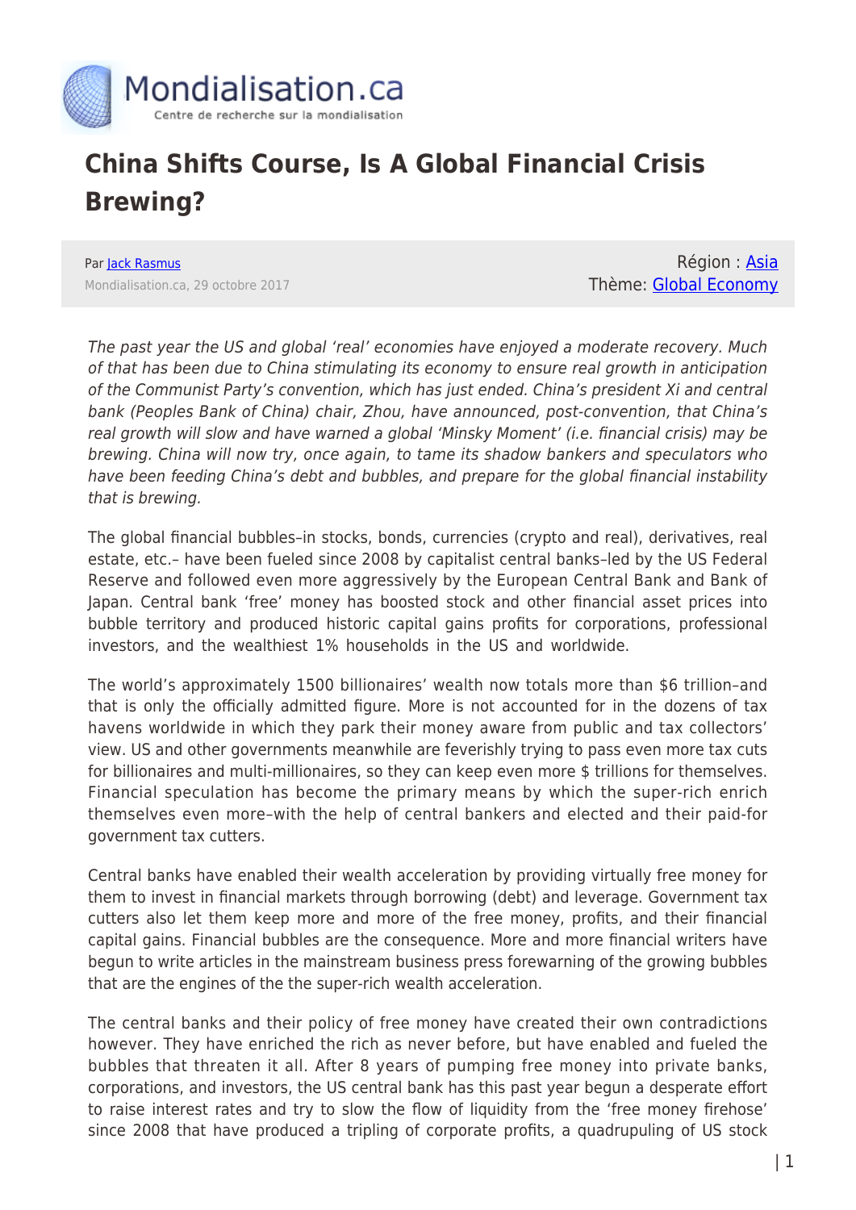# China Shifts Course, Is A Global Financial Crisis Brewing?

Par Jack Rasmus

Mondialisation.ca, 29 octobre 2017

Région : Asia
Thème: Global Economy

*The past year the US and global 'real' economies have enjoyed a moderate recovery. Much of that has been due to China stimulating its economy to ensure real growth in anticipation of the Communist Party's convention, which has just ended. China's president Xi and central bank (Peoples Bank of China) chair, Zhou, have announced, post-convention, that China's real growth will slow and have warned a global 'Minsky Moment' (i.e. financial crisis) may be brewing. China will now try, once again, to tame its shadow bankers and speculators who have been feeding China's debt and bubbles, and prepare for the global financial instability that is brewing.*

The global financial bubbles–in stocks, bonds, currencies (crypto and real), derivatives, real estate, etc.– have been fueled since 2008 by capitalist central banks–led by the US Federal Reserve and followed even more aggressively by the European Central Bank and Bank of Japan. Central bank 'free' money has boosted stock and other financial asset prices into bubble territory and produced historic capital gains profits for corporations, professional investors, and the wealthiest 1% households in the US and worldwide.

The world's approximately 1500 billionaires' wealth now totals more than $6 trillion–and that is only the officially admitted figure. More is not accounted for in the dozens of tax havens worldwide in which they park their money aware from public and tax collectors' view. US and other governments meanwhile are feverishly trying to pass even more tax cuts for billionaires and multi-millionaires, so they can keep even more $ trillions for themselves. Financial speculation has become the primary means by which the super-rich enrich themselves even more–with the help of central bankers and elected and their paid-for government tax cutters.

Central banks have enabled their wealth acceleration by providing virtually free money for them to invest in financial markets through borrowing (debt) and leverage. Government tax cutters also let them keep more and more of the free money, profits, and their financial capital gains. Financial bubbles are the consequence. More and more financial writers have begun to write articles in the mainstream business press forewarning of the growing bubbles that are the engines of the the super-rich wealth acceleration.

The central banks and their policy of free money have created their own contradictions however. They have enriched the rich as never before, but have enabled and fueled the bubbles that threaten it all. After 8 years of pumping free money into private banks, corporations, and investors, the US central bank has this past year begun a desperate effort to raise interest rates and try to slow the flow of liquidity from the 'free money firehose' since 2008 that have produced a tripling of corporate profits, a quadrupling of US stock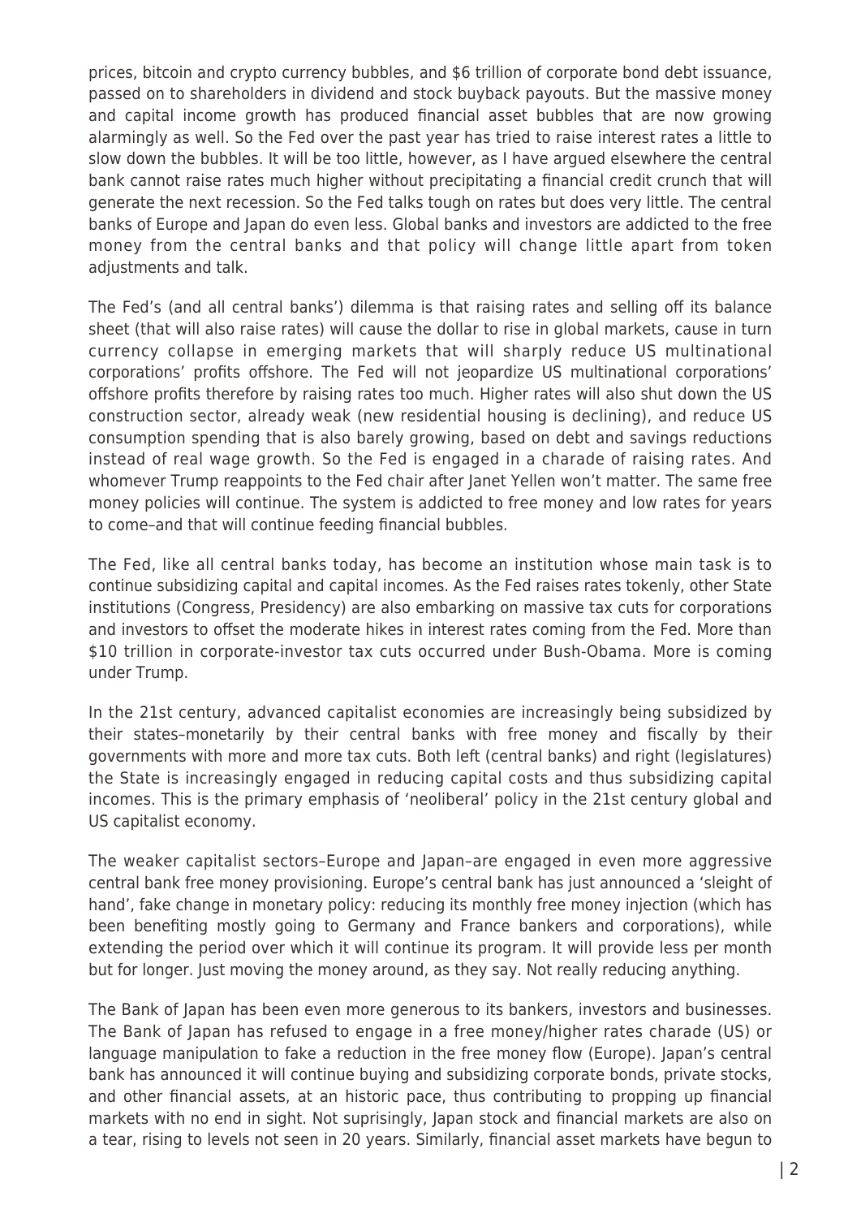prices, bitcoin and crypto currency bubbles, and $6 trillion of corporate bond debt issuance, passed on to shareholders in dividend and stock buyback payouts. But the massive money and capital income growth has produced financial asset bubbles that are now growing alarmingly as well. So the Fed over the past year has tried to raise interest rates a little to slow down the bubbles. It will be too little, however, as I have argued elsewhere the central bank cannot raise rates much higher without precipitating a financial credit crunch that will generate the next recession. So the Fed talks tough on rates but does very little. The central banks of Europe and Japan do even less. Global banks and investors are addicted to the free money from the central banks and that policy will change little apart from token adjustments and talk.

The Fed's (and all central banks') dilemma is that raising rates and selling off its balance sheet (that will also raise rates) will cause the dollar to rise in global markets, cause in turn currency collapse in emerging markets that will sharply reduce US multinational corporations' profits offshore. The Fed will not jeopardize US multinational corporations' offshore profits therefore by raising rates too much. Higher rates will also shut down the US construction sector, already weak (new residential housing is declining), and reduce US consumption spending that is also barely growing, based on debt and savings reductions instead of real wage growth. So the Fed is engaged in a charade of raising rates. And whomever Trump reappoints to the Fed chair after Janet Yellen won't matter. The same free money policies will continue. The system is addicted to free money and low rates for years to come–and that will continue feeding financial bubbles.

The Fed, like all central banks today, has become an institution whose main task is to continue subsidizing capital and capital incomes. As the Fed raises rates tokenly, other State institutions (Congress, Presidency) are also embarking on massive tax cuts for corporations and investors to offset the moderate hikes in interest rates coming from the Fed. More than $10 trillion in corporate-investor tax cuts occurred under Bush-Obama. More is coming under Trump.

In the 21st century, advanced capitalist economies are increasingly being subsidized by their states–monetarily by their central banks with free money and fiscally by their governments with more and more tax cuts. Both left (central banks) and right (legislatures) the State is increasingly engaged in reducing capital costs and thus subsidizing capital incomes. This is the primary emphasis of 'neoliberal' policy in the 21st century global and US capitalist economy.

The weaker capitalist sectors–Europe and Japan–are engaged in even more aggressive central bank free money provisioning. Europe's central bank has just announced a 'sleight of hand', fake change in monetary policy: reducing its monthly free money injection (which has been benefiting mostly going to Germany and France bankers and corporations), while extending the period over which it will continue its program. It will provide less per month but for longer. Just moving the money around, as they say. Not really reducing anything.

The Bank of Japan has been even more generous to its bankers, investors and businesses. The Bank of Japan has refused to engage in a free money/higher rates charade (US) or language manipulation to fake a reduction in the free money flow (Europe). Japan's central bank has announced it will continue buying and subsidizing corporate bonds, private stocks, and other financial assets, at an historic pace, thus contributing to propping up financial markets with no end in sight. Not suprisingly, Japan stock and financial markets are also on a tear, rising to levels not seen in 20 years. Similarly, financial asset markets have begun to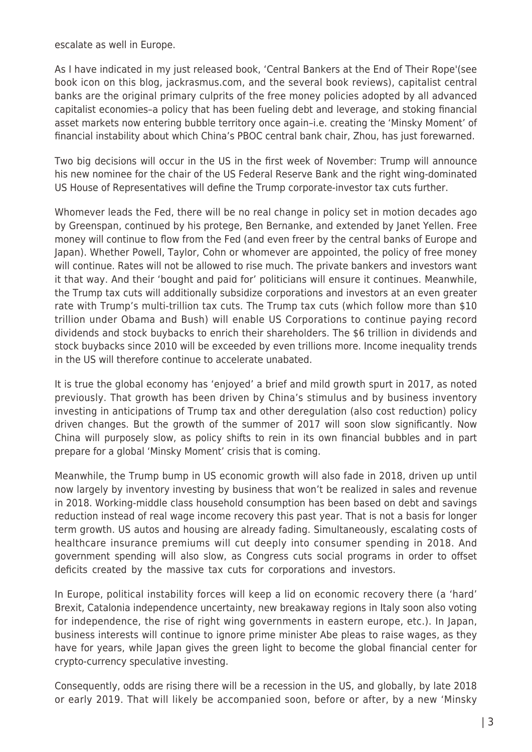escalate as well in Europe.

As I have indicated in my just released book, 'Central Bankers at the End of Their Rope'(see book icon on this blog, jackrasmus.com, and the several book reviews), capitalist central banks are the original primary culprits of the free money policies adopted by all advanced capitalist economies–a policy that has been fueling debt and leverage, and stoking financial asset markets now entering bubble territory once again–i.e. creating the 'Minsky Moment' of financial instability about which China's PBOC central bank chair, Zhou, has just forewarned.

Two big decisions will occur in the US in the first week of November: Trump will announce his new nominee for the chair of the US Federal Reserve Bank and the right wing-dominated US House of Representatives will define the Trump corporate-investor tax cuts further.

Whomever leads the Fed, there will be no real change in policy set in motion decades ago by Greenspan, continued by his protege, Ben Bernanke, and extended by Janet Yellen. Free money will continue to flow from the Fed (and even freer by the central banks of Europe and Japan). Whether Powell, Taylor, Cohn or whomever are appointed, the policy of free money will continue. Rates will not be allowed to rise much. The private bankers and investors want it that way. And their 'bought and paid for' politicians will ensure it continues. Meanwhile, the Trump tax cuts will additionally subsidize corporations and investors at an even greater rate with Trump's multi-trillion tax cuts. The Trump tax cuts (which follow more than $10 trillion under Obama and Bush) will enable US Corporations to continue paying record dividends and stock buybacks to enrich their shareholders. The $6 trillion in dividends and stock buybacks since 2010 will be exceeded by even trillions more. Income inequality trends in the US will therefore continue to accelerate unabated.

It is true the global economy has 'enjoyed' a brief and mild growth spurt in 2017, as noted previously. That growth has been driven by China's stimulus and by business inventory investing in anticipations of Trump tax and other deregulation (also cost reduction) policy driven changes. But the growth of the summer of 2017 will soon slow significantly. Now China will purposely slow, as policy shifts to rein in its own financial bubbles and in part prepare for a global 'Minsky Moment' crisis that is coming.

Meanwhile, the Trump bump in US economic growth will also fade in 2018, driven up until now largely by inventory investing by business that won't be realized in sales and revenue in 2018. Working-middle class household consumption has been based on debt and savings reduction instead of real wage income recovery this past year. That is not a basis for longer term growth. US autos and housing are already fading. Simultaneously, escalating costs of healthcare insurance premiums will cut deeply into consumer spending in 2018. And government spending will also slow, as Congress cuts social programs in order to offset deficits created by the massive tax cuts for corporations and investors.

In Europe, political instability forces will keep a lid on economic recovery there (a 'hard' Brexit, Catalonia independence uncertainty, new breakaway regions in Italy soon also voting for independence, the rise of right wing governments in eastern europe, etc.). In Japan, business interests will continue to ignore prime minister Abe pleas to raise wages, as they have for years, while Japan gives the green light to become the global financial center for crypto-currency speculative investing.

Consequently, odds are rising there will be a recession in the US, and globally, by late 2018 or early 2019. That will likely be accompanied soon, before or after, by a new 'Minsky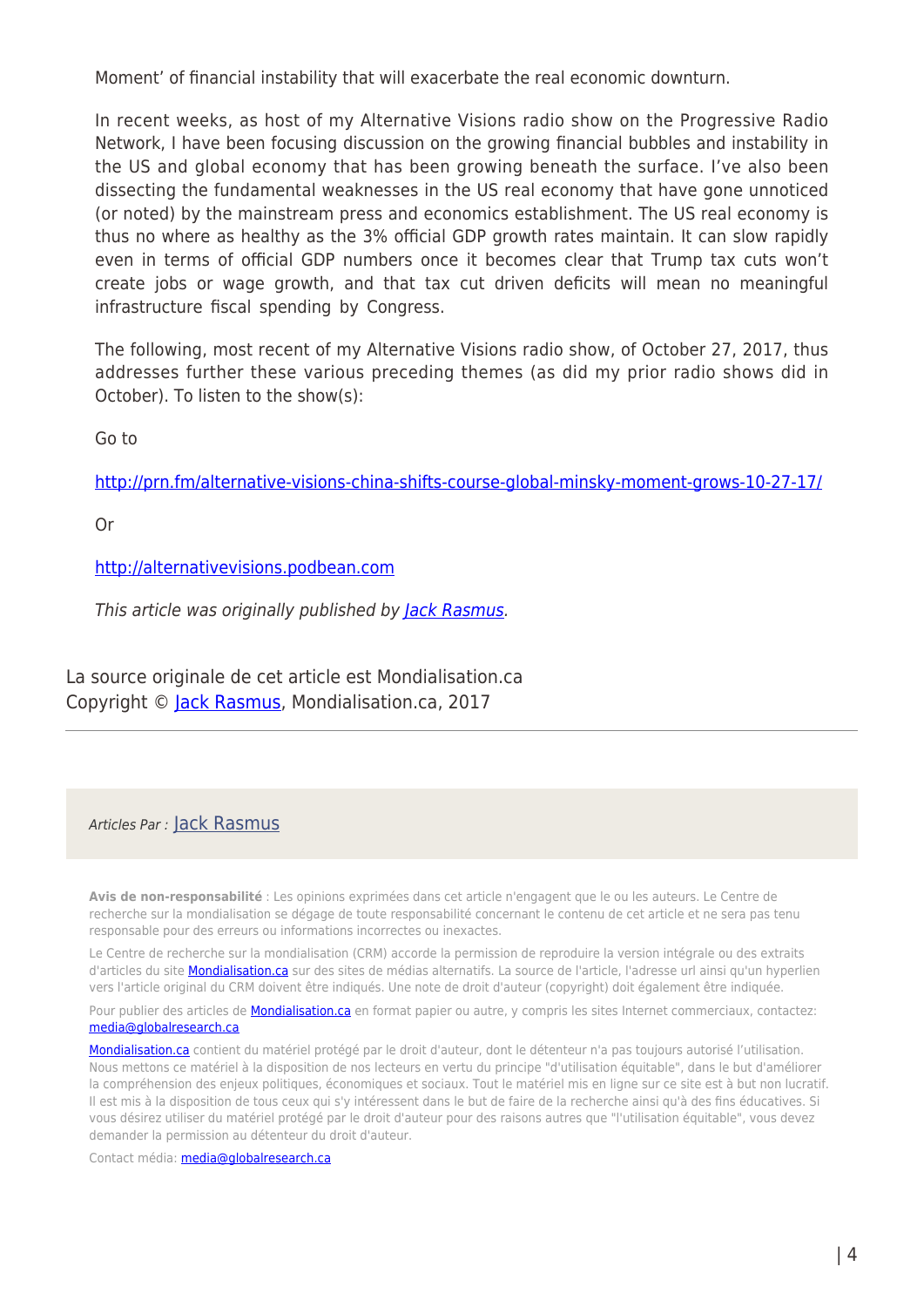Moment' of financial instability that will exacerbate the real economic downturn.

In recent weeks, as host of my Alternative Visions radio show on the Progressive Radio Network, I have been focusing discussion on the growing financial bubbles and instability in the US and global economy that has been growing beneath the surface. I've also been dissecting the fundamental weaknesses in the US real economy that have gone unnoticed (or noted) by the mainstream press and economics establishment. The US real economy is thus no where as healthy as the 3% official GDP growth rates maintain. It can slow rapidly even in terms of official GDP numbers once it becomes clear that Trump tax cuts won't create jobs or wage growth, and that tax cut driven deficits will mean no meaningful infrastructure fiscal spending by Congress.

The following, most recent of my Alternative Visions radio show, of October 27, 2017, thus addresses further these various preceding themes (as did my prior radio shows did in October). To listen to the show(s):

Go to

[http://prn.fm/alternative-visions-china-shifts-course-global-minsky-moment-grows-10-27-17/](http://prn.fm/alternative-visions-china-shifts-course-global-minsky-moment-grows-10-27-17/)

Or

[http://alternativevisions.podbean.com](http://alternativevisions.podbean.com)

*This article was originally published by [Jack Rasmus](#).*

La source originale de cet article est Mondialisation.ca
Copyright © [Jack Rasmus](#), Mondialisation.ca, 2017

---

*Articles Par :* [Jack Rasmus](#)

**Avis de non-responsabilité** : Les opinions exprimées dans cet article n'engagent que le ou les auteurs. Le Centre de recherche sur la mondialisation se dégage de toute responsabilité concernant le contenu de cet article et ne sera pas tenu responsable pour des erreurs ou informations incorrectes ou inexactes.

Le Centre de recherche sur la mondialisation (CRM) accorde la permission de reproduire la version intégrale ou des extraits d'articles du site [Mondialisation.ca](#) sur des sites de médias alternatifs. La source de l'article, l'adresse url ainsi qu'un hyperlien vers l'article original du CRM doivent être indiqués. Une note de droit d'auteur (copyright) doit également être indiquée.

Pour publier des articles de [Mondialisation.ca](#) en format papier ou autre, y compris les sites Internet commerciaux, contactez: [media@globalresearch.ca](mailto:media@globalresearch.ca)

[Mondialisation.ca](#) contient du matériel protégé par le droit d'auteur, dont le détenteur n'a pas toujours autorisé l'utilisation. Nous mettons ce matériel à la disposition de nos lecteurs en vertu du principe "d'utilisation équitable", dans le but d'améliorer la compréhension des enjeux politiques, économiques et sociaux. Tout le matériel mis en ligne sur ce site est à but non lucratif. Il est mis à la disposition de tous ceux qui s'y intéressent dans le but de faire de la recherche ainsi qu'à des fins éducatives. Si vous désirez utiliser du matériel protégé par le droit d'auteur pour des raisons autres que "l'utilisation équitable", vous devez demander la permission au détenteur du droit d'auteur.

Contact média: [media@globalresearch.ca](mailto:media@globalresearch.ca)